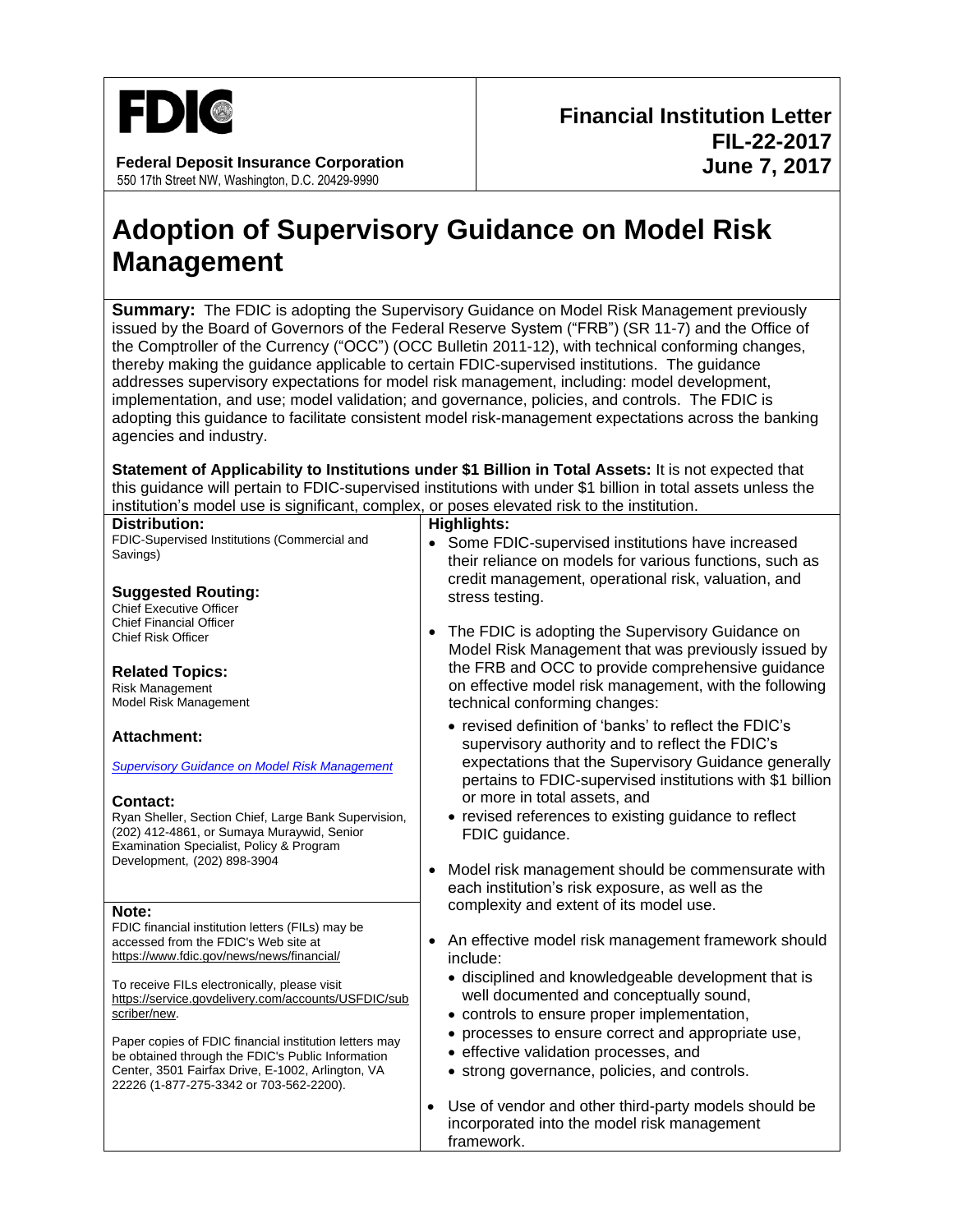**FDIC**

**Federal Deposit Insurance Corporation**
550 17th Street NW, Washington, D.C. 20429-9990

**Financial Institution Letter**
**FIL-22-2017**
**June 7, 2017**

# Adoption of Supervisory Guidance on Model Risk Management

**Summary:** The FDIC is adopting the Supervisory Guidance on Model Risk Management previously issued by the Board of Governors of the Federal Reserve System ("FRB") (SR 11-7) and the Office of the Comptroller of the Currency ("OCC") (OCC Bulletin 2011-12), with technical conforming changes, thereby making the guidance applicable to certain FDIC-supervised institutions. The guidance addresses supervisory expectations for model risk management, including: model development, implementation, and use; model validation; and governance, policies, and controls. The FDIC is adopting this guidance to facilitate consistent model risk-management expectations across the banking agencies and industry.

**Statement of Applicability to Institutions under $1 Billion in Total Assets:** It is not expected that this guidance will pertain to FDIC-supervised institutions with under $1 billion in total assets unless the institution's model use is significant, complex, or poses elevated risk to the institution.

**Distribution:**
FDIC-Supervised Institutions (Commercial and Savings)

**Suggested Routing:**
Chief Executive Officer
Chief Financial Officer
Chief Risk Officer

**Related Topics:**
Risk Management
Model Risk Management

**Attachment:**

*Supervisory Guidance on Model Risk Management*

**Contact:**
Ryan Sheller, Section Chief, Large Bank Supervision, (202) 412-4861, or Sumaya Muraywid, Senior Examination Specialist, Policy & Program Development, (202) 898-3904

**Note:**
FDIC financial institution letters (FILs) may be accessed from the FDIC's Web site at https://www.fdic.gov/news/news/financial/

To receive FILs electronically, please visit https://service.govdelivery.com/accounts/USFDIC/subscriber/new.

Paper copies of FDIC financial institution letters may be obtained through the FDIC's Public Information Center, 3501 Fairfax Drive, E-1002, Arlington, VA 22226 (1-877-275-3342 or 703-562-2200).

**Highlights:**

- Some FDIC-supervised institutions have increased their reliance on models for various functions, such as credit management, operational risk, valuation, and stress testing.
- The FDIC is adopting the Supervisory Guidance on Model Risk Management that was previously issued by the FRB and OCC to provide comprehensive guidance on effective model risk management, with the following technical conforming changes:
  - revised definition of 'banks' to reflect the FDIC's supervisory authority and to reflect the FDIC's expectations that the Supervisory Guidance generally pertains to FDIC-supervised institutions with $1 billion or more in total assets, and
  - revised references to existing guidance to reflect FDIC guidance.
- Model risk management should be commensurate with each institution's risk exposure, as well as the complexity and extent of its model use.
- An effective model risk management framework should include:
  - disciplined and knowledgeable development that is well documented and conceptually sound,
  - controls to ensure proper implementation,
  - processes to ensure correct and appropriate use,
  - effective validation processes, and
  - strong governance, policies, and controls.
- Use of vendor and other third-party models should be incorporated into the model risk management framework.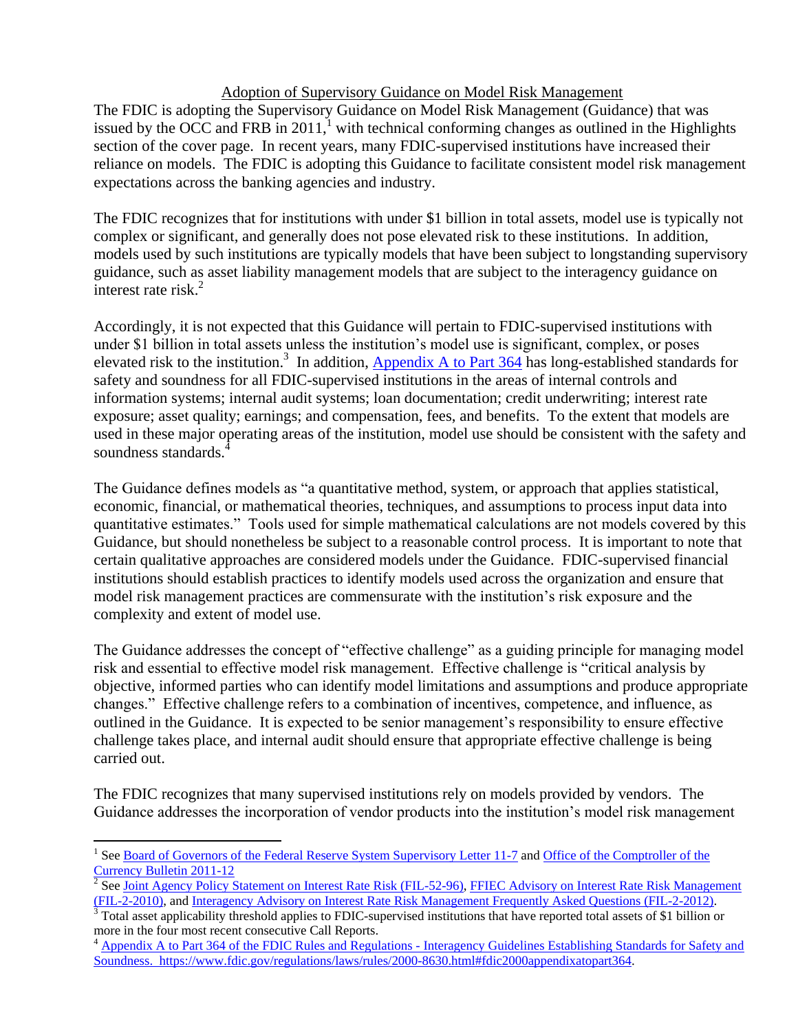Adoption of Supervisory Guidance on Model Risk Management

The FDIC is adopting the Supervisory Guidance on Model Risk Management (Guidance) that was issued by the OCC and FRB in 2011,[1] with technical conforming changes as outlined in the Highlights section of the cover page. In recent years, many FDIC-supervised institutions have increased their reliance on models. The FDIC is adopting this Guidance to facilitate consistent model risk management expectations across the banking agencies and industry.

The FDIC recognizes that for institutions with under $1 billion in total assets, model use is typically not complex or significant, and generally does not pose elevated risk to these institutions. In addition, models used by such institutions are typically models that have been subject to longstanding supervisory guidance, such as asset liability management models that are subject to the interagency guidance on interest rate risk.[2]

Accordingly, it is not expected that this Guidance will pertain to FDIC-supervised institutions with under $1 billion in total assets unless the institution's model use is significant, complex, or poses elevated risk to the institution.[3] In addition, Appendix A to Part 364 has long-established standards for safety and soundness for all FDIC-supervised institutions in the areas of internal controls and information systems; internal audit systems; loan documentation; credit underwriting; interest rate exposure; asset quality; earnings; and compensation, fees, and benefits. To the extent that models are used in these major operating areas of the institution, model use should be consistent with the safety and soundness standards.[4]

The Guidance defines models as "a quantitative method, system, or approach that applies statistical, economic, financial, or mathematical theories, techniques, and assumptions to process input data into quantitative estimates." Tools used for simple mathematical calculations are not models covered by this Guidance, but should nonetheless be subject to a reasonable control process. It is important to note that certain qualitative approaches are considered models under the Guidance. FDIC-supervised financial institutions should establish practices to identify models used across the organization and ensure that model risk management practices are commensurate with the institution's risk exposure and the complexity and extent of model use.

The Guidance addresses the concept of "effective challenge" as a guiding principle for managing model risk and essential to effective model risk management. Effective challenge is "critical analysis by objective, informed parties who can identify model limitations and assumptions and produce appropriate changes." Effective challenge refers to a combination of incentives, competence, and influence, as outlined in the Guidance. It is expected to be senior management's responsibility to ensure effective challenge takes place, and internal audit should ensure that appropriate effective challenge is being carried out.

The FDIC recognizes that many supervised institutions rely on models provided by vendors. The Guidance addresses the incorporation of vendor products into the institution's model risk management

---

[1] See Board of Governors of the Federal Reserve System Supervisory Letter 11-7 and Office of the Comptroller of the Currency Bulletin 2011-12

[2] See Joint Agency Policy Statement on Interest Rate Risk (FIL-52-96), FFIEC Advisory on Interest Rate Risk Management (FIL-2-2010), and Interagency Advisory on Interest Rate Risk Management Frequently Asked Questions (FIL-2-2012).

[3] Total asset applicability threshold applies to FDIC-supervised institutions that have reported total assets of $1 billion or more in the four most recent consecutive Call Reports.

[4] Appendix A to Part 364 of the FDIC Rules and Regulations - Interagency Guidelines Establishing Standards for Safety and Soundness. https://www.fdic.gov/regulations/laws/rules/2000-8630.html#fdic2000appendixatopart364.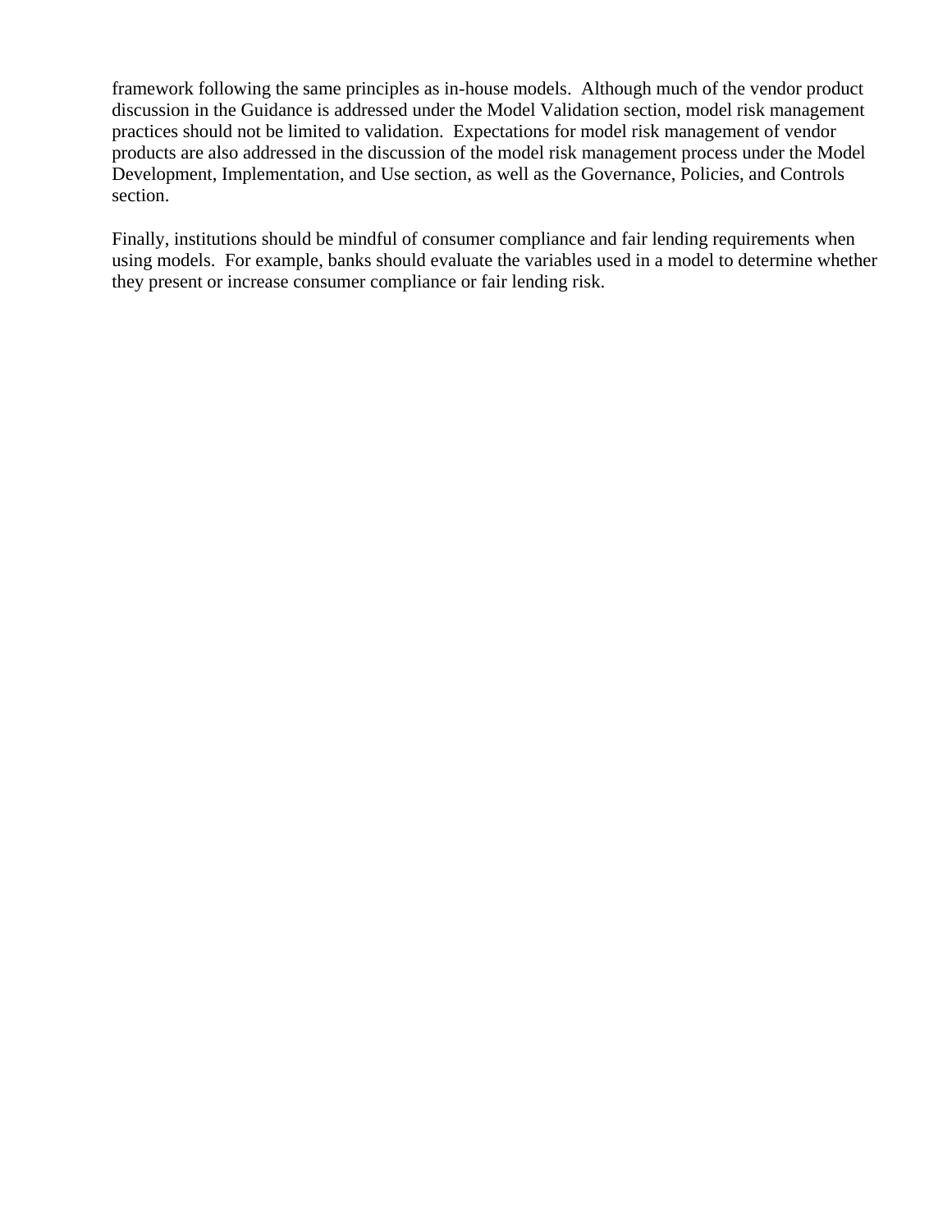framework following the same principles as in-house models. Although much of the vendor product discussion in the Guidance is addressed under the Model Validation section, model risk management practices should not be limited to validation. Expectations for model risk management of vendor products are also addressed in the discussion of the model risk management process under the Model Development, Implementation, and Use section, as well as the Governance, Policies, and Controls section.

Finally, institutions should be mindful of consumer compliance and fair lending requirements when using models. For example, banks should evaluate the variables used in a model to determine whether they present or increase consumer compliance or fair lending risk.